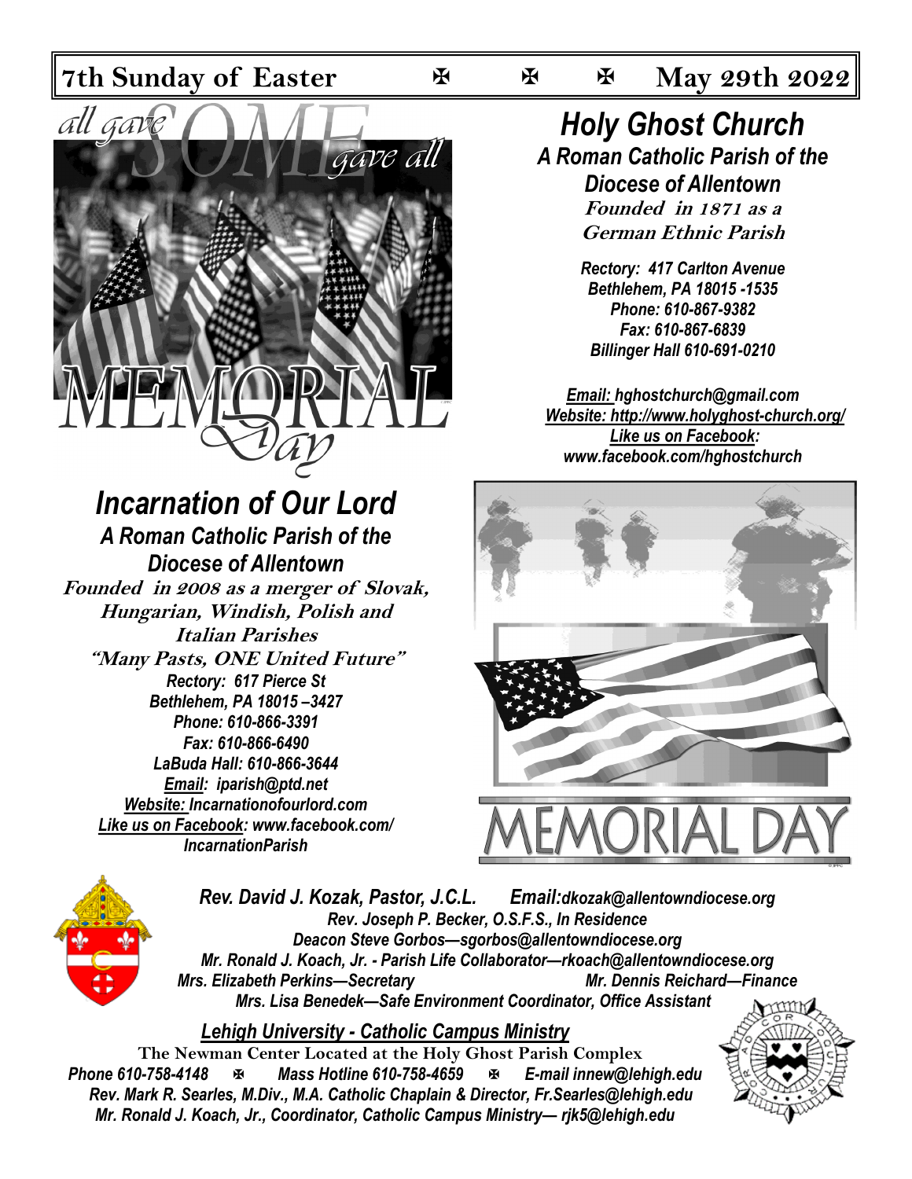# 7th Sunday of Easter ✠ ✠ ✠ May 29th 2022

## Holy Ghost Church

***A Roman Catholic Parish of the Diocese of Allentown***

***Founded in 1871 as a German Ethnic Parish***

*Rectory: 417 Carlton Avenue*
*Bethlehem, PA 18015 -1535*
*Phone: 610-867-9382*
*Fax: 610-867-6839*
*Billinger Hall 610-691-0210*

*Email: hghostchurch@gmail.com*
*Website: http://www.holyghost-church.org/*
*Like us on Facebook: www.facebook.com/hghostchurch*

## Incarnation of Our Lord

***A Roman Catholic Parish of the Diocese of Allentown***

***Founded in 2008 as a merger of Slovak, Hungarian, Windish, Polish and Italian Parishes***

***"Many Pasts, ONE United Future"***

*Rectory: 617 Pierce St*
*Bethlehem, PA 18015 –3427*
*Phone: 610-866-3391*
*Fax: 610-866-6490*
*LaBuda Hall: 610-866-3644*
*Email: iparish@ptd.net*
*Website: Incarnationofourlord.com*
*Like us on Facebook: www.facebook.com/IncarnationParish*

*Rev. David J. Kozak, Pastor, J.C.L. Email: dkozak@allentowndiocese.org*
*Rev. Joseph P. Becker, O.S.F.S., In Residence*
*Deacon Steve Gorbos—sgorbos@allentowndiocese.org*
*Mr. Ronald J. Koach, Jr. - Parish Life Collaborator—rkoach@allentowndiocese.org*
*Mrs. Elizabeth Perkins—Secretary Mr. Dennis Reichard—Finance*
*Mrs. Lisa Benedek—Safe Environment Coordinator, Office Assistant*

## Lehigh University - Catholic Campus Ministry

**The Newman Center Located at the Holy Ghost Parish Complex**

*Phone 610-758-4148 ✠ Mass Hotline 610-758-4659 ✠ E-mail innew@lehigh.edu*
*Rev. Mark R. Searles, M.Div., M.A. Catholic Chaplain & Director, Fr.Searles@lehigh.edu*
*Mr. Ronald J. Koach, Jr., Coordinator, Catholic Campus Ministry— rjk5@lehigh.edu*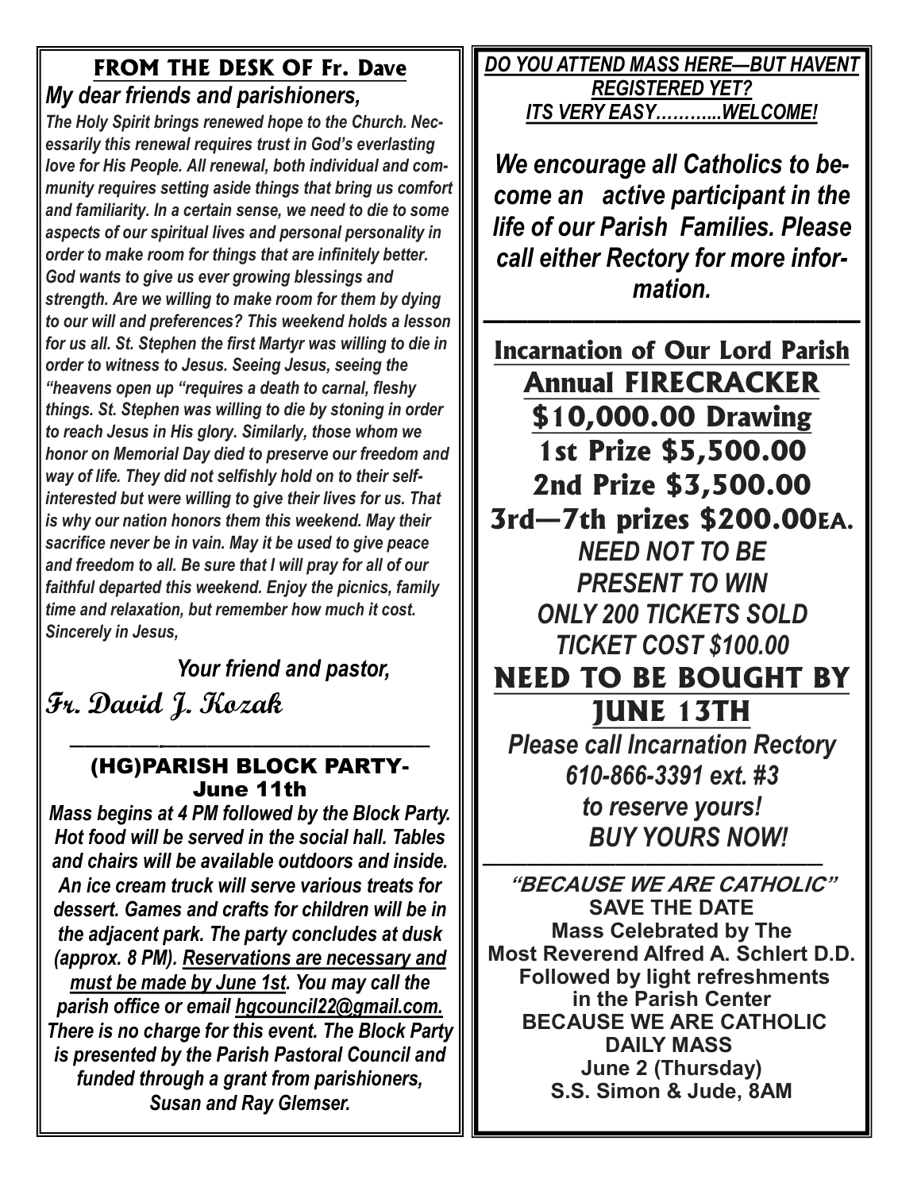## FROM THE DESK OF Fr. Dave

### *My dear friends and parishioners,*

***The Holy Spirit brings renewed hope to the Church. Necessarily this renewal requires trust in God's everlasting love for His People. All renewal, both individual and community requires setting aside things that bring us comfort and familiarity. In a certain sense, we need to die to some aspects of our spiritual lives and personal personality in order to make room for things that are infinitely better. God wants to give us ever growing blessings and strength. Are we willing to make room for them by dying to our will and preferences? This weekend holds a lesson for us all. St. Stephen the first Martyr was willing to die in order to witness to Jesus. Seeing Jesus, seeing the "heavens open up "requires a death to carnal, fleshy things. St. Stephen was willing to die by stoning in order to reach Jesus in His glory. Similarly, those whom we honor on Memorial Day died to preserve our freedom and way of life. They did not selfishly hold on to their self-interested but were willing to give their lives for us. That is why our nation honors them this weekend. May their sacrifice never be in vain. May it be used to give peace and freedom to all. Be sure that I will pray for all of our faithful departed this weekend. Enjoy the picnics, family time and relaxation, but remember how much it cost. Sincerely in Jesus,***

***Your friend and pastor,***

**Fr. David J. Kozak**

---

## (HG)PARISH BLOCK PARTY- June 11th

***Mass begins at 4 PM followed by the Block Party. Hot food will be served in the social hall. Tables and chairs will be available outdoors and inside. An ice cream truck will serve various treats for dessert. Games and crafts for children will be in the adjacent park. The party concludes at dusk (approx. 8 PM). Reservations are necessary and must be made by June 1st. You may call the parish office or email hgcouncil22@gmail.com. There is no charge for this event. The Block Party is presented by the Parish Pastoral Council and funded through a grant from parishioners, Susan and Ray Glemser.***

---

***DO YOU ATTEND MASS HERE—BUT HAVENT REGISTERED YET? ITS VERY EASY………..WELCOME!***

***We encourage all Catholics to become an active participant in the life of our Parish Families. Please call either Rectory for more information.***

---

## Incarnation of Our Lord Parish

## Annual FIRECRACKER $10,000.00 Drawing

**1st Prize $5,500.00**

**2nd Prize $3,500.00**

**3rd—7th prizes $200.00EA.**

***NEED NOT TO BE PRESENT TO WIN***

***ONLY 200 TICKETS SOLD***

***TICKET COST $100.00***

**NEED TO BE BOUGHT BY JUNE 13TH**

***Please call Incarnation Rectory 610-866-3391 ext. #3 to reserve yours!***

***BUY YOURS NOW!***

---

***"BECAUSE WE ARE CATHOLIC"***

**SAVE THE DATE**

**Mass Celebrated by The Most Reverend Alfred A. Schlert D.D.**

**Followed by light refreshments in the Parish Center**

**BECAUSE WE ARE CATHOLIC DAILY MASS**

**June 2 (Thursday)**

**S.S. Simon & Jude, 8AM**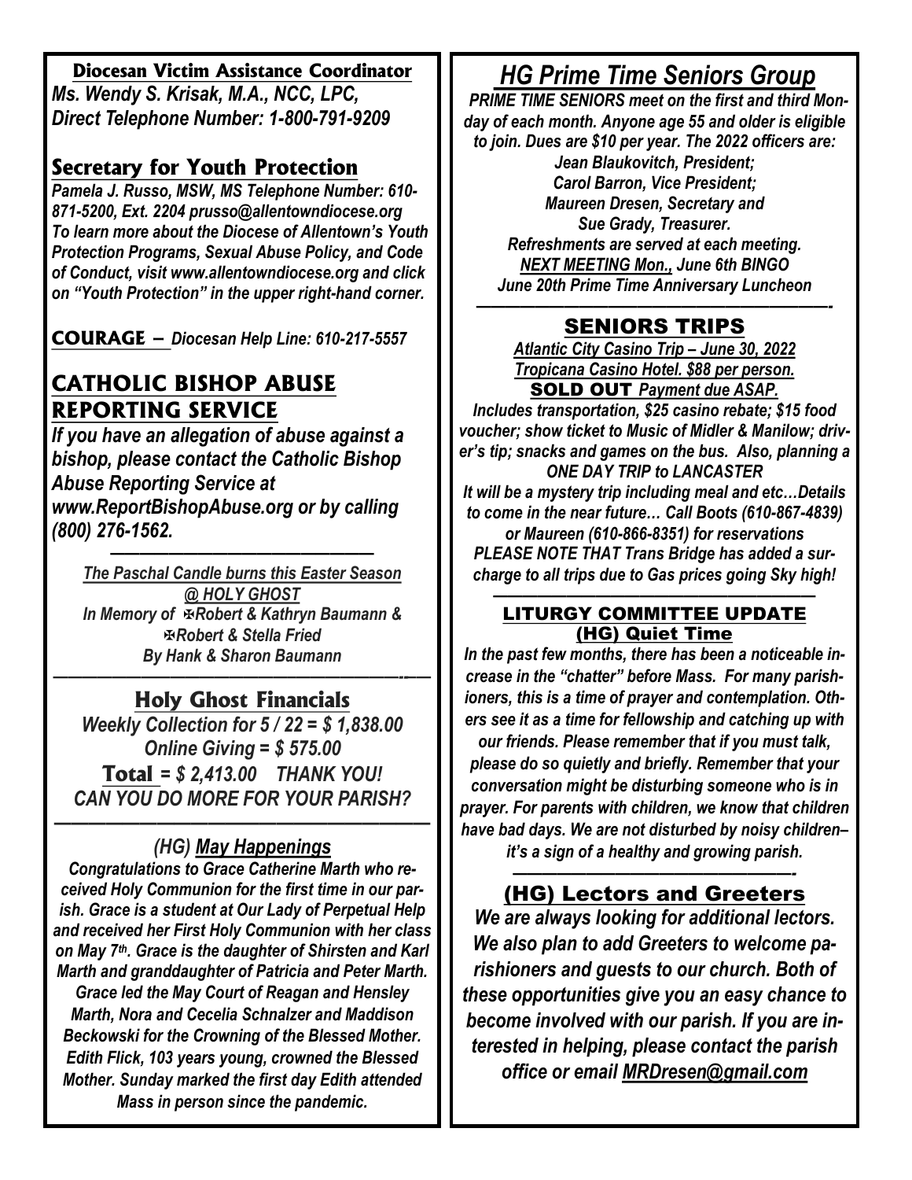**Diocesan Victim Assistance Coordinator**

*Ms. Wendy S. Krisak, M.A., NCC, LPC,*
*Direct Telephone Number: 1-800-791-9209*

## Secretary for Youth Protection

*Pamela J. Russo, MSW, MS Telephone Number: 610-871-5200, Ext. 2204 prusso@allentowndiocese.org To learn more about the Diocese of Allentown's Youth Protection Programs, Sexual Abuse Policy, and Code of Conduct, visit www.allentowndiocese.org and click on "Youth Protection" in the upper right-hand corner.*

**COURAGE –** *Diocesan Help Line: 610-217-5557*

## CATHOLIC BISHOP ABUSE REPORTING SERVICE

*If you have an allegation of abuse against a bishop, please contact the Catholic Bishop Abuse Reporting Service at www.ReportBishopAbuse.org or by calling (800) 276-1562.*

---

*The Paschal Candle burns this Easter Season @ HOLY GHOST*
*In Memory of ✠Robert & Kathryn Baumann & ✠Robert & Stella Fried*
*By Hank & Sharon Baumann*

---

## Holy Ghost Financials

*Weekly Collection for 5 / 22 = $ 1,838.00*
*Online Giving = $ 575.00*
**Total** *= $ 2,413.00 THANK YOU!*
*CAN YOU DO MORE FOR YOUR PARISH?*

---

### (HG) May Happenings

*Congratulations to Grace Catherine Marth who received Holy Communion for the first time in our parish. Grace is a student at Our Lady of Perpetual Help and received her First Holy Communion with her class on May 7th. Grace is the daughter of Shirsten and Karl Marth and granddaughter of Patricia and Peter Marth. Grace led the May Court of Reagan and Hensley Marth, Nora and Cecelia Schnalzer and Maddison Beckowski for the Crowning of the Blessed Mother. Edith Flick, 103 years young, crowned the Blessed Mother. Sunday marked the first day Edith attended Mass in person since the pandemic.*

## HG Prime Time Seniors Group

*PRIME TIME SENIORS meet on the first and third Monday of each month. Anyone age 55 and older is eligible to join. Dues are $10 per year. The 2022 officers are:*
*Jean Blaukovitch, President;*
*Carol Barron, Vice President;*
*Maureen Dresen, Secretary and*
*Sue Grady, Treasurer.*
*Refreshments are served at each meeting.*
*NEXT MEETING Mon., June 6th BINGO*
*June 20th Prime Time Anniversary Luncheon*

---

## SENIORS TRIPS

*Atlantic City Casino Trip – June 30, 2022*
*Tropicana Casino Hotel. $88 per person.*
**SOLD OUT** *Payment due ASAP.*
*Includes transportation, $25 casino rebate; $15 food voucher; show ticket to Music of Midler & Manilow; driver's tip; snacks and games on the bus. Also, planning a ONE DAY TRIP to LANCASTER*
*It will be a mystery trip including meal and etc…Details to come in the near future… Call Boots (610-867-4839) or Maureen (610-866-8351) for reservations*
*PLEASE NOTE THAT Trans Bridge has added a surcharge to all trips due to Gas prices going Sky high!*

---

### LITURGY COMMITTEE UPDATE
### (HG) Quiet Time

*In the past few months, there has been a noticeable increase in the "chatter" before Mass. For many parishioners, this is a time of prayer and contemplation. Others see it as a time for fellowship and catching up with our friends. Please remember that if you must talk, please do so quietly and briefly. Remember that your conversation might be disturbing someone who is in prayer. For parents with children, we know that children have bad days. We are not disturbed by noisy children– it's a sign of a healthy and growing parish.*

---

## (HG) Lectors and Greeters

*We are always looking for additional lectors. We also plan to add Greeters to welcome parishioners and guests to our church. Both of these opportunities give you an easy chance to become involved with our parish. If you are interested in helping, please contact the parish office or email MRDresen@gmail.com*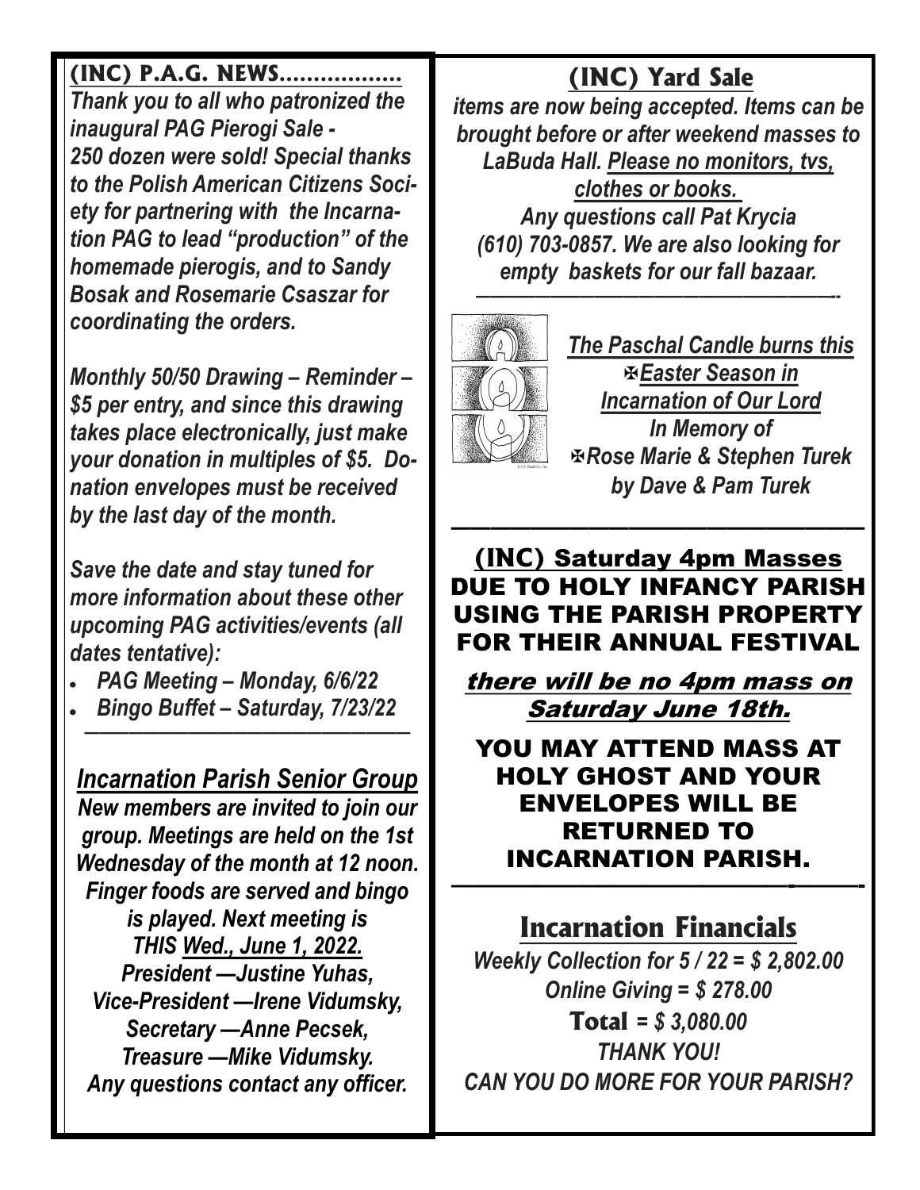## (INC) P.A.G. NEWS..................

*Thank you to all who patronized the inaugural PAG Pierogi Sale - 250 dozen were sold! Special thanks to the Polish American Citizens Society for partnering with the Incarnation PAG to lead "production" of the homemade pierogis, and to Sandy Bosak and Rosemarie Csaszar for coordinating the orders.*

*Monthly 50/50 Drawing – Reminder – $5 per entry, and since this drawing takes place electronically, just make your donation in multiples of $5. Donation envelopes must be received by the last day of the month.*

*Save the date and stay tuned for more information about these other upcoming PAG activities/events (all dates tentative):*

- *PAG Meeting – Monday, 6/6/22*
- *Bingo Buffet – Saturday, 7/23/22*

---

## *Incarnation Parish Senior Group*

*New members are invited to join our group. Meetings are held on the 1st Wednesday of the month at 12 noon. Finger foods are served and bingo is played. Next meeting is THIS Wed., June 1, 2022.*

*President —Justine Yuhas,*
*Vice-President —Irene Vidumsky,*
*Secretary —Anne Pecsek,*
*Treasure —Mike Vidumsky.*
*Any questions contact any officer.*

## (INC) Yard Sale

*items are now being accepted. Items can be brought before or after weekend masses to LaBuda Hall. Please no monitors, tvs, clothes or books.*
*Any questions call Pat Krycia (610) 703-0857. We are also looking for empty baskets for our fall bazaar.*

---

*The Paschal Candle burns this ✠Easter Season in Incarnation of Our Lord*
*In Memory of*
*✠Rose Marie & Stephen Turek*
*by Dave & Pam Turek*

---

## (INC) Saturday 4pm Masses

DUE TO HOLY INFANCY PARISH USING THE PARISH PROPERTY FOR THEIR ANNUAL FESTIVAL

***there will be no 4pm mass on Saturday June 18th.***

YOU MAY ATTEND MASS AT HOLY GHOST AND YOUR ENVELOPES WILL BE RETURNED TO INCARNATION PARISH.

---

## Incarnation Financials

*Weekly Collection for 5 / 22 = $ 2,802.00*
*Online Giving = $ 278.00*
**Total** *= $ 3,080.00*
*THANK YOU!*
*CAN YOU DO MORE FOR YOUR PARISH?*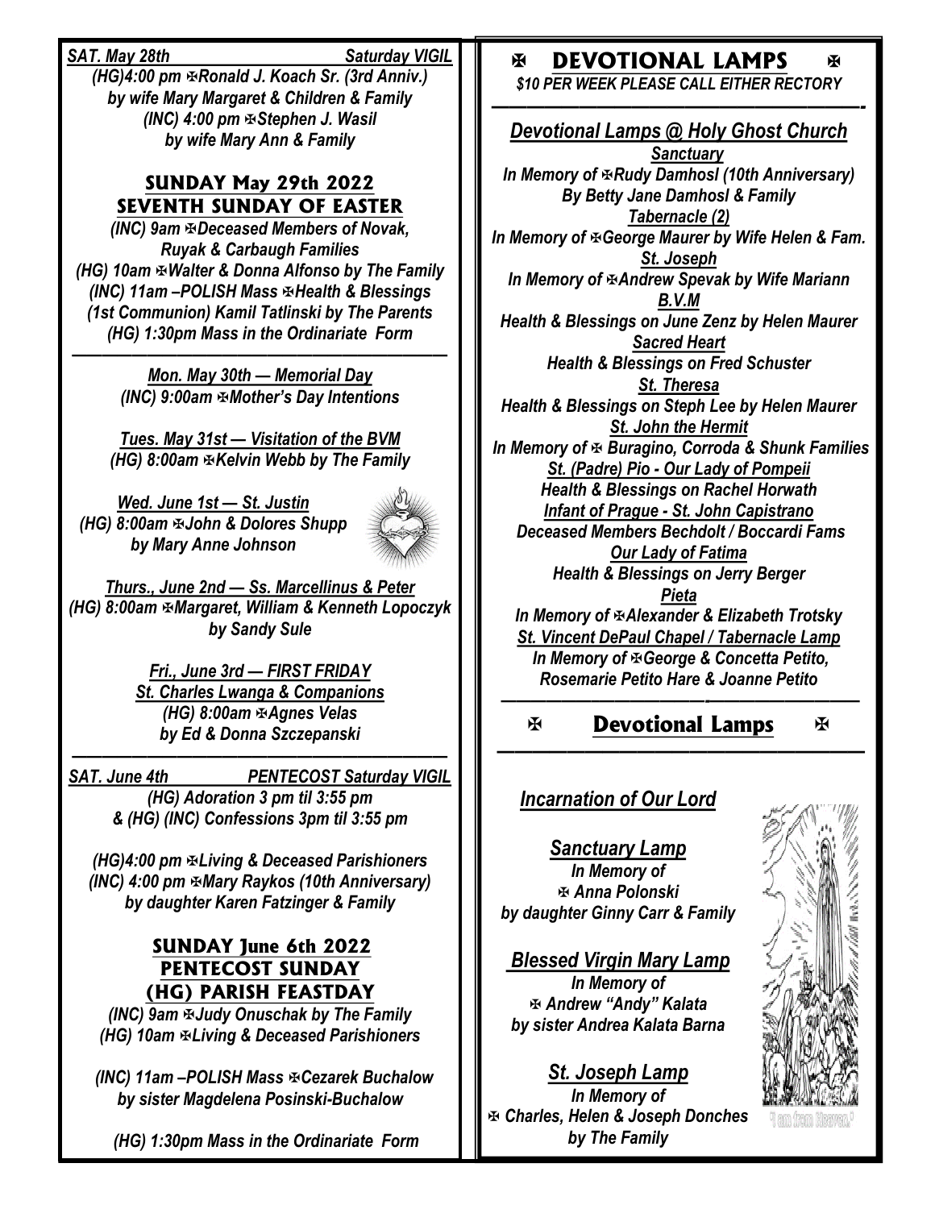***SAT. May 28th — Saturday VIGIL***

*(HG)4:00 pm ✠Ronald J. Koach Sr. (3rd Anniv.) by wife Mary Margaret & Children & Family*

*(INC) 4:00 pm ✠Stephen J. Wasil by wife Mary Ann & Family*

## SUNDAY May 29th 2022
## SEVENTH SUNDAY OF EASTER

*(INC) 9am ✠Deceased Members of Novak, Ruyak & Carbaugh Families*

*(HG) 10am ✠Walter & Donna Alfonso by The Family*

*(INC) 11am –POLISH Mass ✠Health & Blessings (1st Communion) Kamil Tatlinski by The Parents*

*(HG) 1:30pm Mass in the Ordinariate Form*

---

***Mon. May 30th — Memorial Day***

*(INC) 9:00am ✠Mother's Day Intentions*

***Tues. May 31st — Visitation of the BVM***

*(HG) 8:00am ✠Kelvin Webb by The Family*

***Wed. June 1st — St. Justin***

*(HG) 8:00am ✠John & Dolores Shupp by Mary Anne Johnson*

***Thurs., June 2nd — Ss. Marcellinus & Peter***

*(HG) 8:00am ✠Margaret, William & Kenneth Lopoczyk by Sandy Sule*

***Fri., June 3rd — FIRST FRIDAY***
***St. Charles Lwanga & Companions***

*(HG) 8:00am ✠Agnes Velas by Ed & Donna Szczepanski*

---

***SAT. June 4th — PENTECOST Saturday VIGIL***

*(HG) Adoration 3 pm til 3:55 pm & (HG) (INC) Confessions 3pm til 3:55 pm*

*(HG)4:00 pm ✠Living & Deceased Parishioners*

*(INC) 4:00 pm ✠Mary Raykos (10th Anniversary) by daughter Karen Fatzinger & Family*

## SUNDAY June 6th 2022
## PENTECOST SUNDAY
## (HG) PARISH FEASTDAY

*(INC) 9am ✠Judy Onuschak by The Family*

*(HG) 10am ✠Living & Deceased Parishioners*

*(INC) 11am –POLISH Mass ✠Cezarek Buchalow by sister Magdelena Posinski-Buchalow*

*(HG) 1:30pm Mass in the Ordinariate Form*

---

## ✠ DEVOTIONAL LAMPS ✠

*$10 PER WEEK PLEASE CALL EITHER RECTORY*

### *Devotional Lamps @ Holy Ghost Church*

***Sanctuary***
*In Memory of ✠Rudy Damhosl (10th Anniversary) By Betty Jane Damhosl & Family*

***Tabernacle (2)***
*In Memory of ✠George Maurer by Wife Helen & Fam.*

***St. Joseph***
*In Memory of ✠Andrew Spevak by Wife Mariann*

***B.V.M***
*Health & Blessings on June Zenz by Helen Maurer*

***Sacred Heart***
*Health & Blessings on Fred Schuster*

***St. Theresa***
*Health & Blessings on Steph Lee by Helen Maurer*

***St. John the Hermit***
*In Memory of ✠ Buragino, Corroda & Shunk Families*

***St. (Padre) Pio - Our Lady of Pompeii***
*Health & Blessings on Rachel Horwath*

***Infant of Prague - St. John Capistrano***
*Deceased Members Bechdolt / Boccardi Fams*

***Our Lady of Fatima***
*Health & Blessings on Jerry Berger*

***Pieta***
*In Memory of ✠Alexander & Elizabeth Trotsky*

***St. Vincent DePaul Chapel / Tabernacle Lamp***
*In Memory of ✠George & Concetta Petito, Rosemarie Petito Hare & Joanne Petito*

---

## ✠ Devotional Lamps ✠

### *Incarnation of Our Lord*

***Sanctuary Lamp***
*In Memory of ✠ Anna Polonski by daughter Ginny Carr & Family*

***Blessed Virgin Mary Lamp***
*In Memory of ✠ Andrew "Andy" Kalata by sister Andrea Kalata Barna*

***St. Joseph Lamp***
*In Memory of ✠ Charles, Helen & Joseph Donches by The Family*

"I am from Heaven."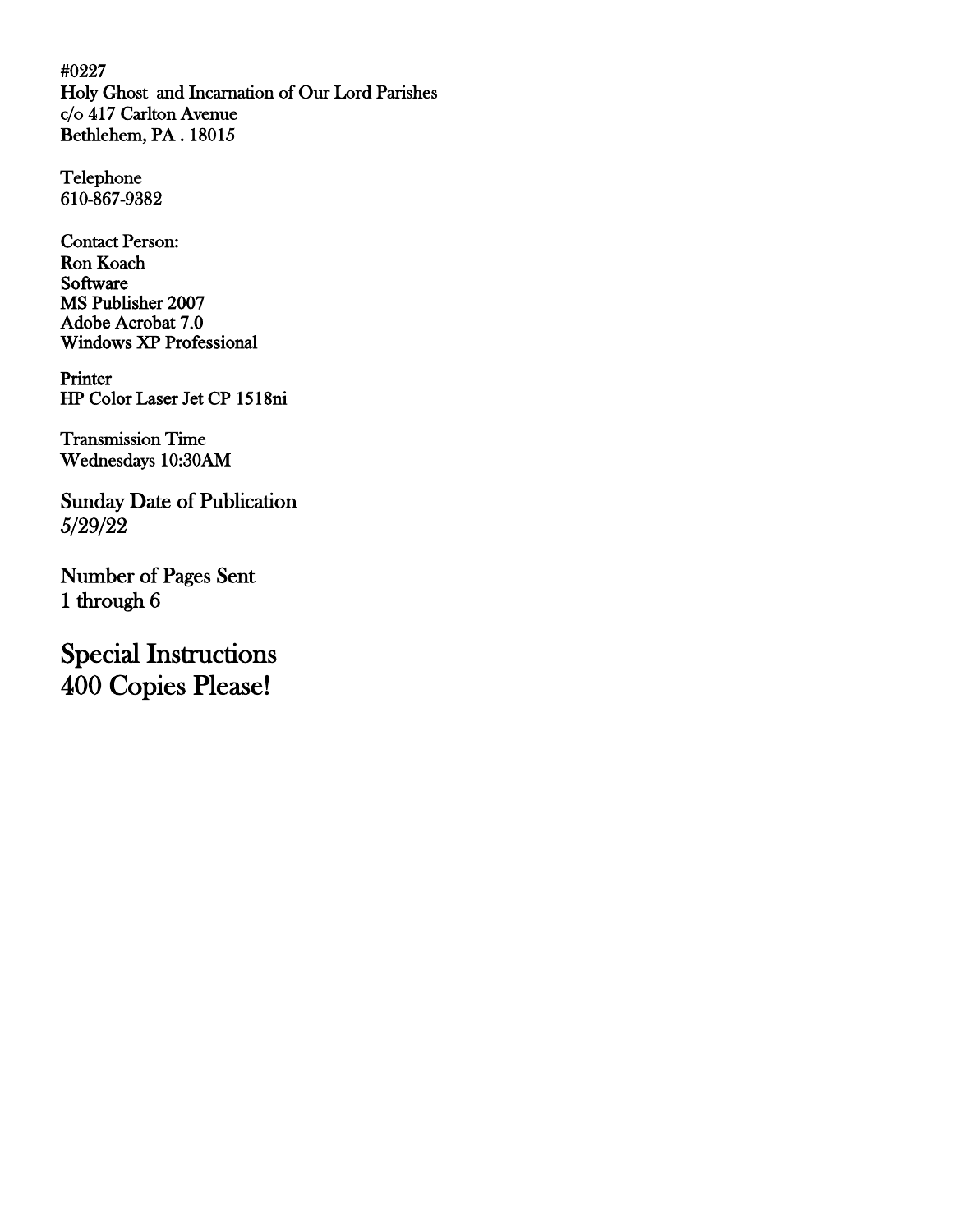#0227
Holy Ghost and Incarnation of Our Lord Parishes
c/o 417 Carlton Avenue
Bethlehem, PA . 18015

Telephone
610-867-9382

Contact Person:
Ron Koach
Software
MS Publisher 2007
Adobe Acrobat 7.0
Windows XP Professional

Printer
HP Color Laser Jet CP 1518ni

Transmission Time
Wednesdays 10:30AM

Sunday Date of Publication
5/29/22

Number of Pages Sent
1 through 6

## Special Instructions
## 400 Copies Please!